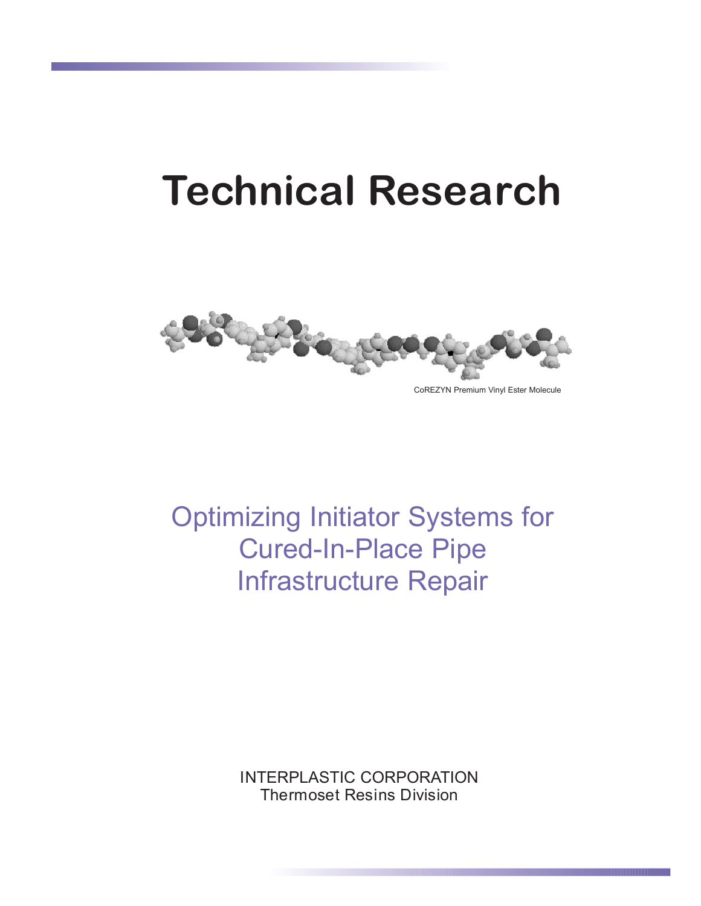# Technical Research

CoREZYN Premium Vinyl Ester Molecule

## Optimizing Initiator Systems for Cured-In-Place Pipe Infrastructure Repair

INTERPLASTIC CORPORATION
Thermoset Resins Division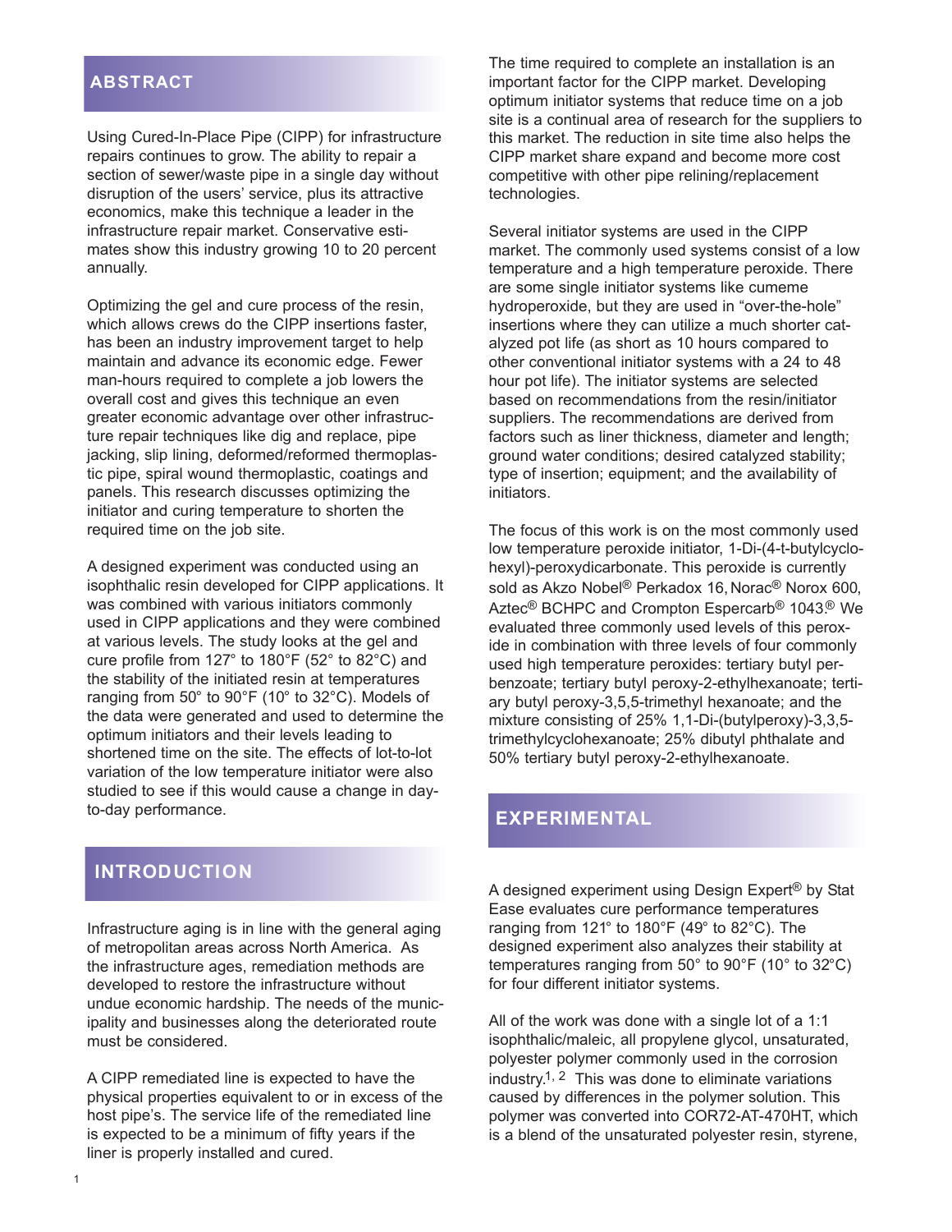## ABSTRACT

Using Cured-In-Place Pipe (CIPP) for infrastructure repairs continues to grow. The ability to repair a section of sewer/waste pipe in a single day without disruption of the users' service, plus its attractive economics, make this technique a leader in the infrastructure repair market. Conservative estimates show this industry growing 10 to 20 percent annually.

Optimizing the gel and cure process of the resin, which allows crews do the CIPP insertions faster, has been an industry improvement target to help maintain and advance its economic edge. Fewer man-hours required to complete a job lowers the overall cost and gives this technique an even greater economic advantage over other infrastructure repair techniques like dig and replace, pipe jacking, slip lining, deformed/reformed thermoplastic pipe, spiral wound thermoplastic, coatings and panels. This research discusses optimizing the initiator and curing temperature to shorten the required time on the job site.

A designed experiment was conducted using an isophthalic resin developed for CIPP applications. It was combined with various initiators commonly used in CIPP applications and they were combined at various levels. The study looks at the gel and cure profile from 127° to 180°F (52° to 82°C) and the stability of the initiated resin at temperatures ranging from 50° to 90°F (10° to 32°C). Models of the data were generated and used to determine the optimum initiators and their levels leading to shortened time on the site. The effects of lot-to-lot variation of the low temperature initiator were also studied to see if this would cause a change in day-to-day performance.

## INTRODUCTION

Infrastructure aging is in line with the general aging of metropolitan areas across North America. As the infrastructure ages, remediation methods are developed to restore the infrastructure without undue economic hardship. The needs of the municipality and businesses along the deteriorated route must be considered.

A CIPP remediated line is expected to have the physical properties equivalent to or in excess of the host pipe's. The service life of the remediated line is expected to be a minimum of fifty years if the liner is properly installed and cured.

The time required to complete an installation is an important factor for the CIPP market. Developing optimum initiator systems that reduce time on a job site is a continual area of research for the suppliers to this market. The reduction in site time also helps the CIPP market share expand and become more cost competitive with other pipe relining/replacement technologies.

Several initiator systems are used in the CIPP market. The commonly used systems consist of a low temperature and a high temperature peroxide. There are some single initiator systems like cumeme hydroperoxide, but they are used in "over-the-hole" insertions where they can utilize a much shorter catalyzed pot life (as short as 10 hours compared to other conventional initiator systems with a 24 to 48 hour pot life). The initiator systems are selected based on recommendations from the resin/initiator suppliers. The recommendations are derived from factors such as liner thickness, diameter and length; ground water conditions; desired catalyzed stability; type of insertion; equipment; and the availability of initiators.

The focus of this work is on the most commonly used low temperature peroxide initiator, 1-Di-(4-t-butylcyclohexyl)-peroxydicarbonate. This peroxide is currently sold as Akzo Nobel® Perkadox 16, Norac® Norox 600, Aztec® BCHPC and Crompton Espercarb® 1043.® We evaluated three commonly used levels of this peroxide in combination with three levels of four commonly used high temperature peroxides: tertiary butyl perbenzoate; tertiary butyl peroxy-2-ethylhexanoate; tertiary butyl peroxy-3,5,5-trimethyl hexanoate; and the mixture consisting of 25% 1,1-Di-(butylperoxy)-3,3,5-trimethylcyclohexanoate; 25% dibutyl phthalate and 50% tertiary butyl peroxy-2-ethylhexanoate.

## EXPERIMENTAL

A designed experiment using Design Expert® by Stat Ease evaluates cure performance temperatures ranging from 121° to 180°F (49° to 82°C). The designed experiment also analyzes their stability at temperatures ranging from 50° to 90°F (10° to 32°C) for four different initiator systems.

All of the work was done with a single lot of a 1:1 isophthalic/maleic, all propylene glycol, unsaturated, polyester polymer commonly used in the corrosion industry.[1, 2] This was done to eliminate variations caused by differences in the polymer solution. This polymer was converted into COR72-AT-470HT, which is a blend of the unsaturated polyester resin, styrene,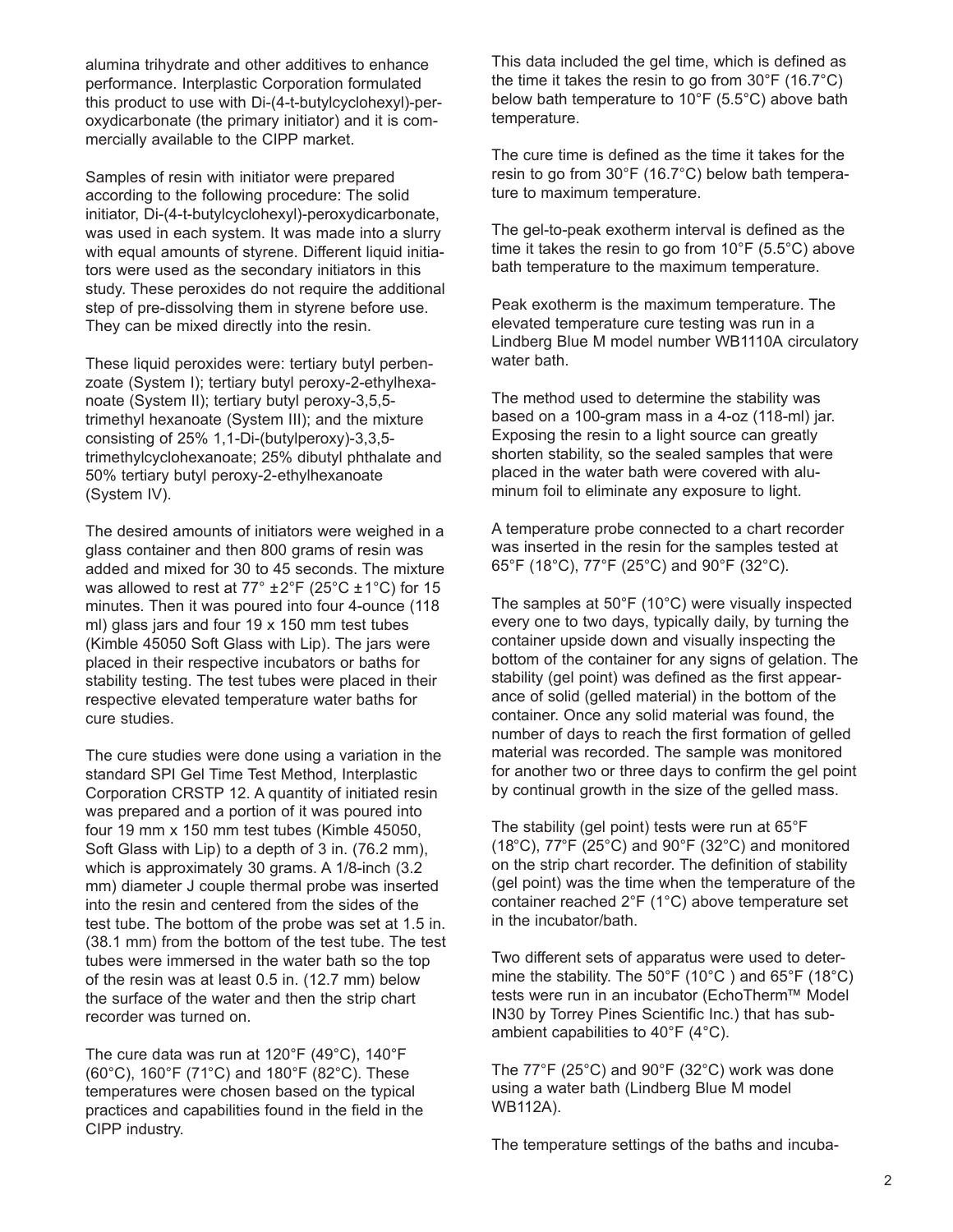alumina trihydrate and other additives to enhance performance. Interplastic Corporation formulated this product to use with Di-(4-t-butylcyclohexyl)-peroxydicarbonate (the primary initiator) and it is commercially available to the CIPP market.

Samples of resin with initiator were prepared according to the following procedure: The solid initiator, Di-(4-t-butylcyclohexyl)-peroxydicarbonate, was used in each system. It was made into a slurry with equal amounts of styrene. Different liquid initiators were used as the secondary initiators in this study. These peroxides do not require the additional step of pre-dissolving them in styrene before use. They can be mixed directly into the resin.

These liquid peroxides were: tertiary butyl perbenzoate (System I); tertiary butyl peroxy-2-ethylhexanoate (System II); tertiary butyl peroxy-3,5,5-trimethyl hexanoate (System III); and the mixture consisting of 25% 1,1-Di-(butylperoxy)-3,3,5-trimethylcyclohexanoate; 25% dibutyl phthalate and 50% tertiary butyl peroxy-2-ethylhexanoate (System IV).

The desired amounts of initiators were weighed in a glass container and then 800 grams of resin was added and mixed for 30 to 45 seconds. The mixture was allowed to rest at 77° ±2°F (25°C ±1°C) for 15 minutes. Then it was poured into four 4-ounce (118 ml) glass jars and four 19 x 150 mm test tubes (Kimble 45050 Soft Glass with Lip). The jars were placed in their respective incubators or baths for stability testing. The test tubes were placed in their respective elevated temperature water baths for cure studies.

The cure studies were done using a variation in the standard SPI Gel Time Test Method, Interplastic Corporation CRSTP 12. A quantity of initiated resin was prepared and a portion of it was poured into four 19 mm x 150 mm test tubes (Kimble 45050, Soft Glass with Lip) to a depth of 3 in. (76.2 mm), which is approximately 30 grams. A 1/8-inch (3.2 mm) diameter J couple thermal probe was inserted into the resin and centered from the sides of the test tube. The bottom of the probe was set at 1.5 in. (38.1 mm) from the bottom of the test tube. The test tubes were immersed in the water bath so the top of the resin was at least 0.5 in. (12.7 mm) below the surface of the water and then the strip chart recorder was turned on.

The cure data was run at 120°F (49°C), 140°F (60°C), 160°F (71°C) and 180°F (82°C). These temperatures were chosen based on the typical practices and capabilities found in the field in the CIPP industry.

This data included the gel time, which is defined as the time it takes the resin to go from 30°F (16.7°C) below bath temperature to 10°F (5.5°C) above bath temperature.

The cure time is defined as the time it takes for the resin to go from 30°F (16.7°C) below bath temperature to maximum temperature.

The gel-to-peak exotherm interval is defined as the time it takes the resin to go from 10°F (5.5°C) above bath temperature to the maximum temperature.

Peak exotherm is the maximum temperature. The elevated temperature cure testing was run in a Lindberg Blue M model number WB1110A circulatory water bath.

The method used to determine the stability was based on a 100-gram mass in a 4-oz (118-ml) jar. Exposing the resin to a light source can greatly shorten stability, so the sealed samples that were placed in the water bath were covered with aluminum foil to eliminate any exposure to light.

A temperature probe connected to a chart recorder was inserted in the resin for the samples tested at 65°F (18°C), 77°F (25°C) and 90°F (32°C).

The samples at 50°F (10°C) were visually inspected every one to two days, typically daily, by turning the container upside down and visually inspecting the bottom of the container for any signs of gelation. The stability (gel point) was defined as the first appearance of solid (gelled material) in the bottom of the container. Once any solid material was found, the number of days to reach the first formation of gelled material was recorded. The sample was monitored for another two or three days to confirm the gel point by continual growth in the size of the gelled mass.

The stability (gel point) tests were run at 65°F (18°C), 77°F (25°C) and 90°F (32°C) and monitored on the strip chart recorder. The definition of stability (gel point) was the time when the temperature of the container reached 2°F (1°C) above temperature set in the incubator/bath.

Two different sets of apparatus were used to determine the stability. The 50°F (10°C ) and 65°F (18°C) tests were run in an incubator (EchoTherm™ Model IN30 by Torrey Pines Scientific Inc.) that has sub-ambient capabilities to 40°F (4°C).

The 77°F (25°C) and 90°F (32°C) work was done using a water bath (Lindberg Blue M model WB112A).

The temperature settings of the baths and incuba-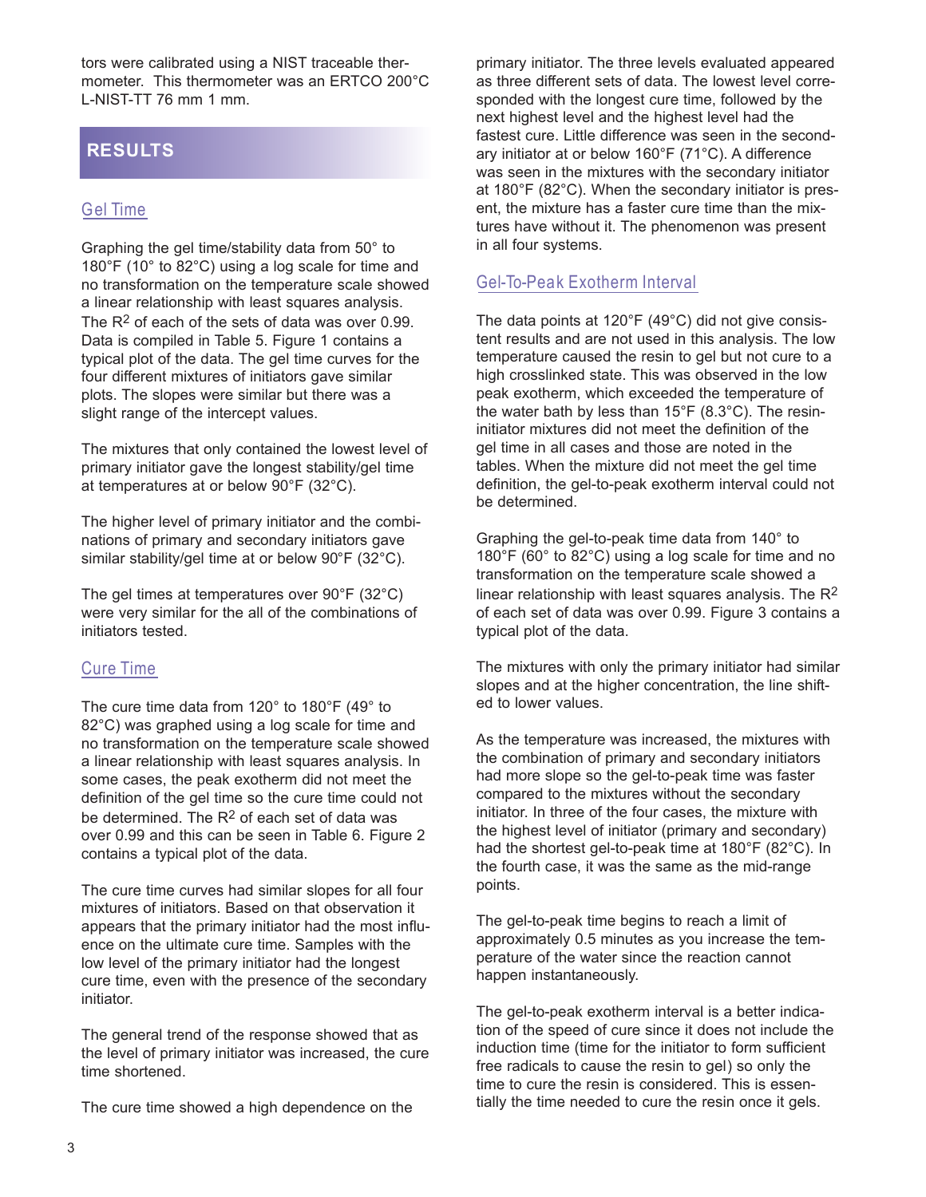tors were calibrated using a NIST traceable thermometer. This thermometer was an ERTCO 200°C L-NIST-TT 76 mm 1 mm.

## RESULTS

### Gel Time

Graphing the gel time/stability data from 50° to 180°F (10° to 82°C) using a log scale for time and no transformation on the temperature scale showed a linear relationship with least squares analysis. The $R^2$ of each of the sets of data was over 0.99. Data is compiled in Table 5. Figure 1 contains a typical plot of the data. The gel time curves for the four different mixtures of initiators gave similar plots. The slopes were similar but there was a slight range of the intercept values.

The mixtures that only contained the lowest level of primary initiator gave the longest stability/gel time at temperatures at or below 90°F (32°C).

The higher level of primary initiator and the combinations of primary and secondary initiators gave similar stability/gel time at or below 90°F (32°C).

The gel times at temperatures over 90°F (32°C) were very similar for the all of the combinations of initiators tested.

### Cure Time

The cure time data from 120° to 180°F (49° to 82°C) was graphed using a log scale for time and no transformation on the temperature scale showed a linear relationship with least squares analysis. In some cases, the peak exotherm did not meet the definition of the gel time so the cure time could not be determined. The $R^2$ of each set of data was over 0.99 and this can be seen in Table 6. Figure 2 contains a typical plot of the data.

The cure time curves had similar slopes for all four mixtures of initiators. Based on that observation it appears that the primary initiator had the most influence on the ultimate cure time. Samples with the low level of the primary initiator had the longest cure time, even with the presence of the secondary initiator.

The general trend of the response showed that as the level of primary initiator was increased, the cure time shortened.

The cure time showed a high dependence on the primary initiator. The three levels evaluated appeared as three different sets of data. The lowest level corresponded with the longest cure time, followed by the next highest level and the highest level had the fastest cure. Little difference was seen in the secondary initiator at or below 160°F (71°C). A difference was seen in the mixtures with the secondary initiator at 180°F (82°C). When the secondary initiator is present, the mixture has a faster cure time than the mixtures have without it. The phenomenon was present in all four systems.

### Gel-To-Peak Exotherm Interval

The data points at 120°F (49°C) did not give consistent results and are not used in this analysis. The low temperature caused the resin to gel but not cure to a high crosslinked state. This was observed in the low peak exotherm, which exceeded the temperature of the water bath by less than 15°F (8.3°C). The resin-initiator mixtures did not meet the definition of the gel time in all cases and those are noted in the tables. When the mixture did not meet the gel time definition, the gel-to-peak exotherm interval could not be determined.

Graphing the gel-to-peak time data from 140° to 180°F (60° to 82°C) using a log scale for time and no transformation on the temperature scale showed a linear relationship with least squares analysis. The $R^2$ of each set of data was over 0.99. Figure 3 contains a typical plot of the data.

The mixtures with only the primary initiator had similar slopes and at the higher concentration, the line shifted to lower values.

As the temperature was increased, the mixtures with the combination of primary and secondary initiators had more slope so the gel-to-peak time was faster compared to the mixtures without the secondary initiator. In three of the four cases, the mixture with the highest level of initiator (primary and secondary) had the shortest gel-to-peak time at 180°F (82°C). In the fourth case, it was the same as the mid-range points.

The gel-to-peak time begins to reach a limit of approximately 0.5 minutes as you increase the temperature of the water since the reaction cannot happen instantaneously.

The gel-to-peak exotherm interval is a better indication of the speed of cure since it does not include the induction time (time for the initiator to form sufficient free radicals to cause the resin to gel) so only the time to cure the resin is considered. This is essentially the time needed to cure the resin once it gels.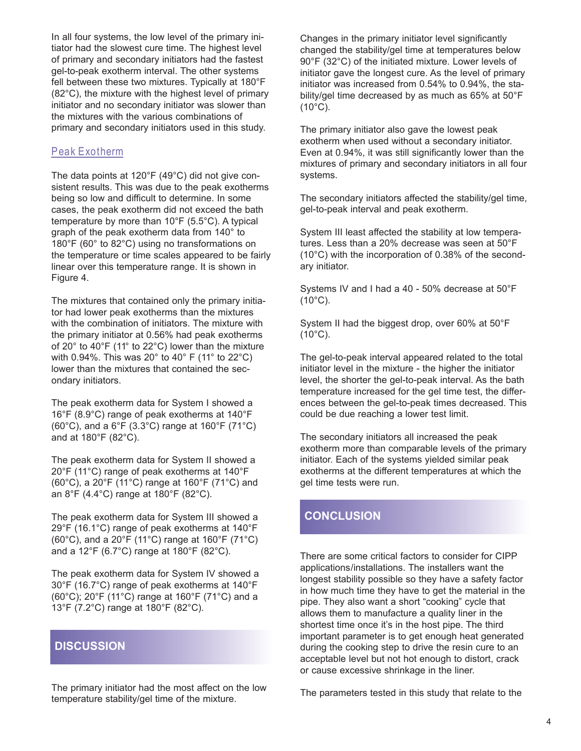In all four systems, the low level of the primary initiator had the slowest cure time. The highest level of primary and secondary initiators had the fastest gel-to-peak exotherm interval. The other systems fell between these two mixtures. Typically at 180°F (82°C), the mixture with the highest level of primary initiator and no secondary initiator was slower than the mixtures with the various combinations of primary and secondary initiators used in this study.

### Peak Exotherm

The data points at 120°F (49°C) did not give consistent results. This was due to the peak exotherms being so low and difficult to determine. In some cases, the peak exotherm did not exceed the bath temperature by more than 10°F (5.5°C). A typical graph of the peak exotherm data from 140° to 180°F (60° to 82°C) using no transformations on the temperature or time scales appeared to be fairly linear over this temperature range. It is shown in Figure 4.

The mixtures that contained only the primary initiator had lower peak exotherms than the mixtures with the combination of initiators. The mixture with the primary initiator at 0.56% had peak exotherms of 20° to 40°F (11° to 22°C) lower than the mixture with 0.94%. This was 20° to 40° F (11° to 22°C) lower than the mixtures that contained the secondary initiators.

The peak exotherm data for System I showed a 16°F (8.9°C) range of peak exotherms at 140°F (60°C), and a 6°F (3.3°C) range at 160°F (71°C) and at 180°F (82°C).

The peak exotherm data for System II showed a 20°F (11°C) range of peak exotherms at 140°F (60°C), a 20°F (11°C) range at 160°F (71°C) and an 8°F (4.4°C) range at 180°F (82°C).

The peak exotherm data for System III showed a 29°F (16.1°C) range of peak exotherms at 140°F (60°C), and a 20°F (11°C) range at 160°F (71°C) and a 12°F (6.7°C) range at 180°F (82°C).

The peak exotherm data for System IV showed a 30°F (16.7°C) range of peak exotherms at 140°F (60°C); 20°F (11°C) range at 160°F (71°C) and a 13°F (7.2°C) range at 180°F (82°C).

## DISCUSSION

The primary initiator had the most affect on the low temperature stability/gel time of the mixture.

Changes in the primary initiator level significantly changed the stability/gel time at temperatures below 90°F (32°C) of the initiated mixture. Lower levels of initiator gave the longest cure. As the level of primary initiator was increased from 0.54% to 0.94%, the stability/gel time decreased by as much as 65% at 50°F (10°C).

The primary initiator also gave the lowest peak exotherm when used without a secondary initiator. Even at 0.94%, it was still significantly lower than the mixtures of primary and secondary initiators in all four systems.

The secondary initiators affected the stability/gel time, gel-to-peak interval and peak exotherm.

System III least affected the stability at low temperatures. Less than a 20% decrease was seen at 50°F (10°C) with the incorporation of 0.38% of the secondary initiator.

Systems IV and I had a 40 - 50% decrease at 50°F (10°C).

System II had the biggest drop, over 60% at 50°F (10°C).

The gel-to-peak interval appeared related to the total initiator level in the mixture - the higher the initiator level, the shorter the gel-to-peak interval. As the bath temperature increased for the gel time test, the differences between the gel-to-peak times decreased. This could be due reaching a lower test limit.

The secondary initiators all increased the peak exotherm more than comparable levels of the primary initiator. Each of the systems yielded similar peak exotherms at the different temperatures at which the gel time tests were run.

## CONCLUSION

There are some critical factors to consider for CIPP applications/installations. The installers want the longest stability possible so they have a safety factor in how much time they have to get the material in the pipe. They also want a short "cooking" cycle that allows them to manufacture a quality liner in the shortest time once it's in the host pipe. The third important parameter is to get enough heat generated during the cooking step to drive the resin cure to an acceptable level but not hot enough to distort, crack or cause excessive shrinkage in the liner.

The parameters tested in this study that relate to the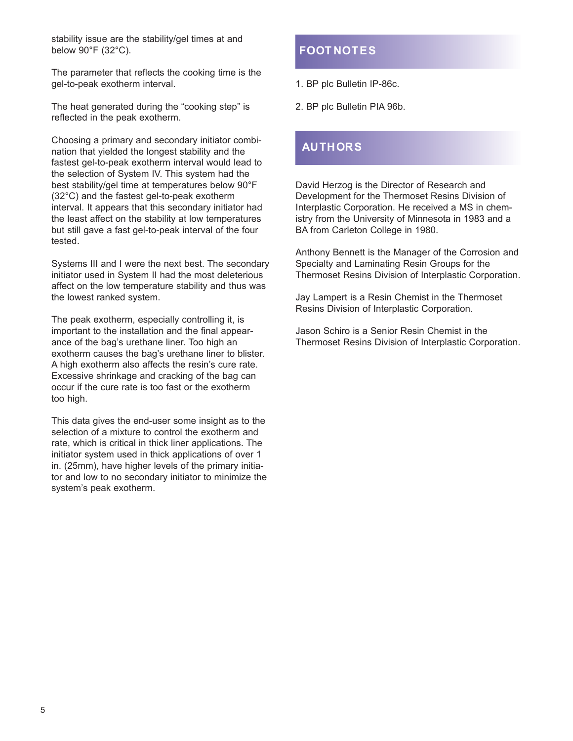stability issue are the stability/gel times at and below 90°F (32°C).

The parameter that reflects the cooking time is the gel-to-peak exotherm interval.

The heat generated during the "cooking step" is reflected in the peak exotherm.

Choosing a primary and secondary initiator combination that yielded the longest stability and the fastest gel-to-peak exotherm interval would lead to the selection of System IV. This system had the best stability/gel time at temperatures below 90°F (32°C) and the fastest gel-to-peak exotherm interval. It appears that this secondary initiator had the least affect on the stability at low temperatures but still gave a fast gel-to-peak interval of the four tested.

Systems III and I were the next best. The secondary initiator used in System II had the most deleterious affect on the low temperature stability and thus was the lowest ranked system.

The peak exotherm, especially controlling it, is important to the installation and the final appearance of the bag's urethane liner. Too high an exotherm causes the bag's urethane liner to blister. A high exotherm also affects the resin's cure rate. Excessive shrinkage and cracking of the bag can occur if the cure rate is too fast or the exotherm too high.

This data gives the end-user some insight as to the selection of a mixture to control the exotherm and rate, which is critical in thick liner applications. The initiator system used in thick applications of over 1 in. (25mm), have higher levels of the primary initiator and low to no secondary initiator to minimize the system's peak exotherm.

## FOOTNOTES

1. BP plc Bulletin IP-86c.

2. BP plc Bulletin PIA 96b.

## AUTHORS

David Herzog is the Director of Research and Development for the Thermoset Resins Division of Interplastic Corporation. He received a MS in chemistry from the University of Minnesota in 1983 and a BA from Carleton College in 1980.

Anthony Bennett is the Manager of the Corrosion and Specialty and Laminating Resin Groups for the Thermoset Resins Division of Interplastic Corporation.

Jay Lampert is a Resin Chemist in the Thermoset Resins Division of Interplastic Corporation.

Jason Schiro is a Senior Resin Chemist in the Thermoset Resins Division of Interplastic Corporation.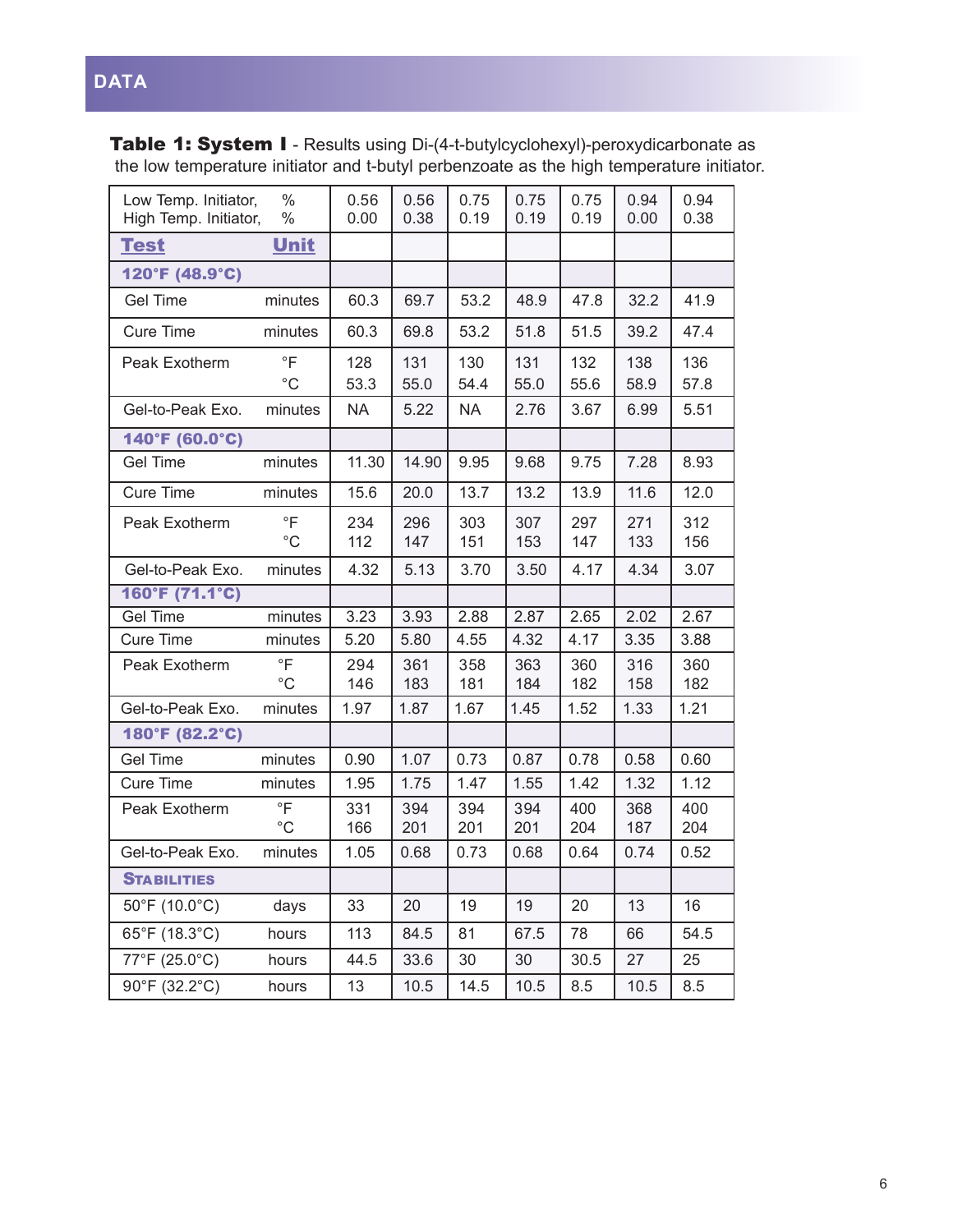## DATA

**Table 1: System I** - Results using Di-(4-t-butylcyclohexyl)-peroxydicarbonate as the low temperature initiator and t-butyl perbenzoate as the high temperature initiator.

| Low Temp. Initiator, % / High Temp. Initiator, % | | 0.56 / 0.00 | 0.56 / 0.38 | 0.75 / 0.19 | 0.75 / 0.19 | 0.75 / 0.19 | 0.94 / 0.00 | 0.94 / 0.38 |
|---|---|---|---|---|---|---|---|---|
| **Test** | **Unit** | | | | | | | |
| **120°F (48.9°C)** | | | | | | | | |
| Gel Time | minutes | 60.3 | 69.7 | 53.2 | 48.9 | 47.8 | 32.2 | 41.9 |
| Cure Time | minutes | 60.3 | 69.8 | 53.2 | 51.8 | 51.5 | 39.2 | 47.4 |
| Peak Exotherm | °F | 128 | 131 | 130 | 131 | 132 | 138 | 136 |
| | °C | 53.3 | 55.0 | 54.4 | 55.0 | 55.6 | 58.9 | 57.8 |
| Gel-to-Peak Exo. | minutes | NA | 5.22 | NA | 2.76 | 3.67 | 6.99 | 5.51 |
| **140°F (60.0°C)** | | | | | | | | |
| Gel Time | minutes | 11.30 | 14.90 | 9.95 | 9.68 | 9.75 | 7.28 | 8.93 |
| Cure Time | minutes | 15.6 | 20.0 | 13.7 | 13.2 | 13.9 | 11.6 | 12.0 |
| Peak Exotherm | °F | 234 | 296 | 303 | 307 | 297 | 271 | 312 |
| | °C | 112 | 147 | 151 | 153 | 147 | 133 | 156 |
| Gel-to-Peak Exo. | minutes | 4.32 | 5.13 | 3.70 | 3.50 | 4.17 | 4.34 | 3.07 |
| **160°F (71.1°C)** | | | | | | | | |
| Gel Time | minutes | 3.23 | 3.93 | 2.88 | 2.87 | 2.65 | 2.02 | 2.67 |
| Cure Time | minutes | 5.20 | 5.80 | 4.55 | 4.32 | 4.17 | 3.35 | 3.88 |
| Peak Exotherm | °F | 294 | 361 | 358 | 363 | 360 | 316 | 360 |
| | °C | 146 | 183 | 181 | 184 | 182 | 158 | 182 |
| Gel-to-Peak Exo. | minutes | 1.97 | 1.87 | 1.67 | 1.45 | 1.52 | 1.33 | 1.21 |
| **180°F (82.2°C)** | | | | | | | | |
| Gel Time | minutes | 0.90 | 1.07 | 0.73 | 0.87 | 0.78 | 0.58 | 0.60 |
| Cure Time | minutes | 1.95 | 1.75 | 1.47 | 1.55 | 1.42 | 1.32 | 1.12 |
| Peak Exotherm | °F | 331 | 394 | 394 | 394 | 400 | 368 | 400 |
| | °C | 166 | 201 | 201 | 201 | 204 | 187 | 204 |
| Gel-to-Peak Exo. | minutes | 1.05 | 0.68 | 0.73 | 0.68 | 0.64 | 0.74 | 0.52 |
| **STABILITIES** | | | | | | | | |
| 50°F (10.0°C) | days | 33 | 20 | 19 | 19 | 20 | 13 | 16 |
| 65°F (18.3°C) | hours | 113 | 84.5 | 81 | 67.5 | 78 | 66 | 54.5 |
| 77°F (25.0°C) | hours | 44.5 | 33.6 | 30 | 30 | 30.5 | 27 | 25 |
| 90°F (32.2°C) | hours | 13 | 10.5 | 14.5 | 10.5 | 8.5 | 10.5 | 8.5 |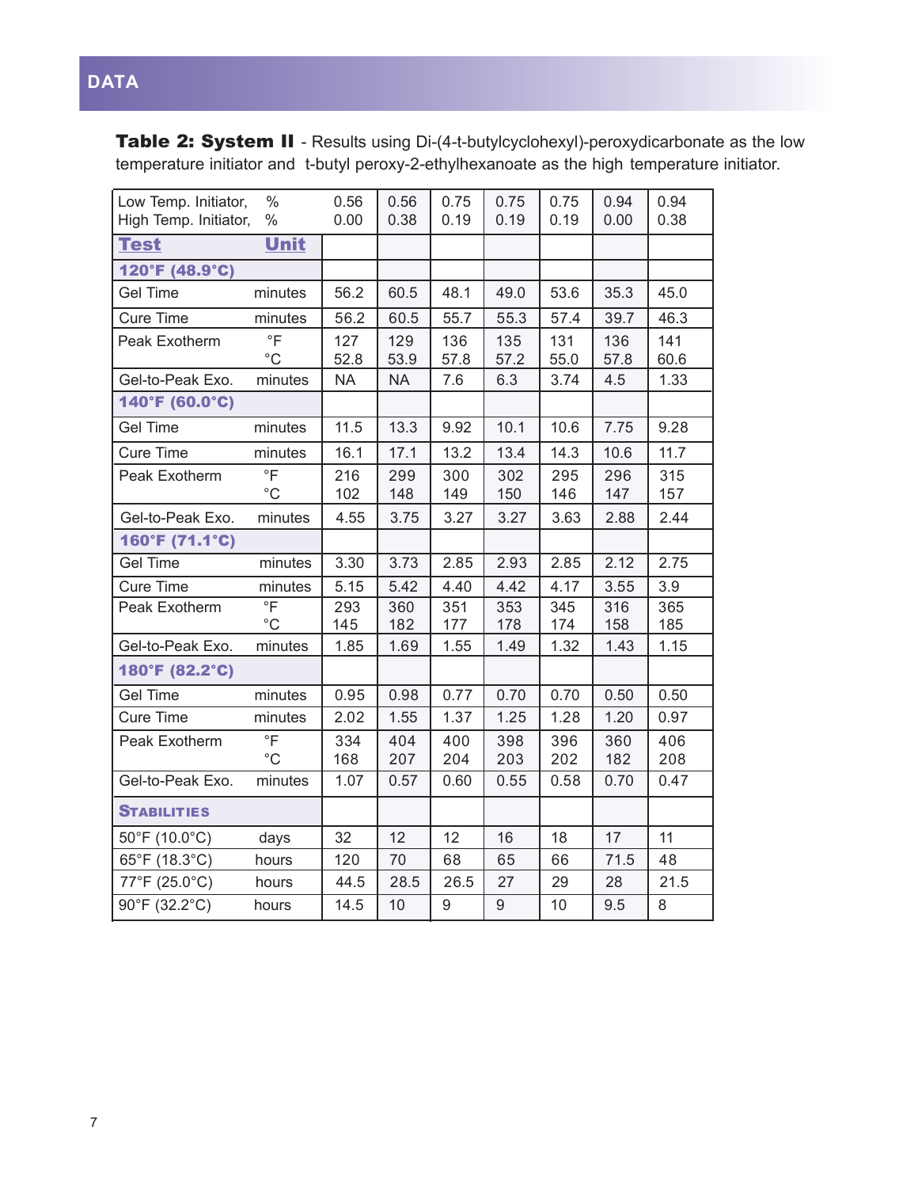## DATA

**Table 2: System II** - Results using Di-(4-t-butylcyclohexyl)-peroxydicarbonate as the low temperature initiator and t-butyl peroxy-2-ethylhexanoate as the high temperature initiator.

| Low Temp. Initiator, | % | 0.56 | 0.56 | 0.75 | 0.75 | 0.75 | 0.94 | 0.94 |
|---|---|---|---|---|---|---|---|---|
| High Temp. Initiator, | % | 0.00 | 0.38 | 0.19 | 0.19 | 0.19 | 0.00 | 0.38 |
| **Test** | **Unit** | | | | | | | |
| **120°F (48.9°C)** | | | | | | | | |
| Gel Time | minutes | 56.2 | 60.5 | 48.1 | 49.0 | 53.6 | 35.3 | 45.0 |
| Cure Time | minutes | 56.2 | 60.5 | 55.7 | 55.3 | 57.4 | 39.7 | 46.3 |
| Peak Exotherm | °F | 127 | 129 | 136 | 135 | 131 | 136 | 141 |
| | °C | 52.8 | 53.9 | 57.8 | 57.2 | 55.0 | 57.8 | 60.6 |
| Gel-to-Peak Exo. | minutes | NA | NA | 7.6 | 6.3 | 3.74 | 4.5 | 1.33 |
| **140°F (60.0°C)** | | | | | | | | |
| Gel Time | minutes | 11.5 | 13.3 | 9.92 | 10.1 | 10.6 | 7.75 | 9.28 |
| Cure Time | minutes | 16.1 | 17.1 | 13.2 | 13.4 | 14.3 | 10.6 | 11.7 |
| Peak Exotherm | °F | 216 | 299 | 300 | 302 | 295 | 296 | 315 |
| | °C | 102 | 148 | 149 | 150 | 146 | 147 | 157 |
| Gel-to-Peak Exo. | minutes | 4.55 | 3.75 | 3.27 | 3.27 | 3.63 | 2.88 | 2.44 |
| **160°F (71.1°C)** | | | | | | | | |
| Gel Time | minutes | 3.30 | 3.73 | 2.85 | 2.93 | 2.85 | 2.12 | 2.75 |
| Cure Time | minutes | 5.15 | 5.42 | 4.40 | 4.42 | 4.17 | 3.55 | 3.9 |
| Peak Exotherm | °F | 293 | 360 | 351 | 353 | 345 | 316 | 365 |
| | °C | 145 | 182 | 177 | 178 | 174 | 158 | 185 |
| Gel-to-Peak Exo. | minutes | 1.85 | 1.69 | 1.55 | 1.49 | 1.32 | 1.43 | 1.15 |
| **180°F (82.2°C)** | | | | | | | | |
| Gel Time | minutes | 0.95 | 0.98 | 0.77 | 0.70 | 0.70 | 0.50 | 0.50 |
| Cure Time | minutes | 2.02 | 1.55 | 1.37 | 1.25 | 1.28 | 1.20 | 0.97 |
| Peak Exotherm | °F | 334 | 404 | 400 | 398 | 396 | 360 | 406 |
| | °C | 168 | 207 | 204 | 203 | 202 | 182 | 208 |
| Gel-to-Peak Exo. | minutes | 1.07 | 0.57 | 0.60 | 0.55 | 0.58 | 0.70 | 0.47 |
| **STABILITIES** | | | | | | | | |
| 50°F (10.0°C) | days | 32 | 12 | 12 | 16 | 18 | 17 | 11 |
| 65°F (18.3°C) | hours | 120 | 70 | 68 | 65 | 66 | 71.5 | 48 |
| 77°F (25.0°C) | hours | 44.5 | 28.5 | 26.5 | 27 | 29 | 28 | 21.5 |
| 90°F (32.2°C) | hours | 14.5 | 10 | 9 | 9 | 10 | 9.5 | 8 |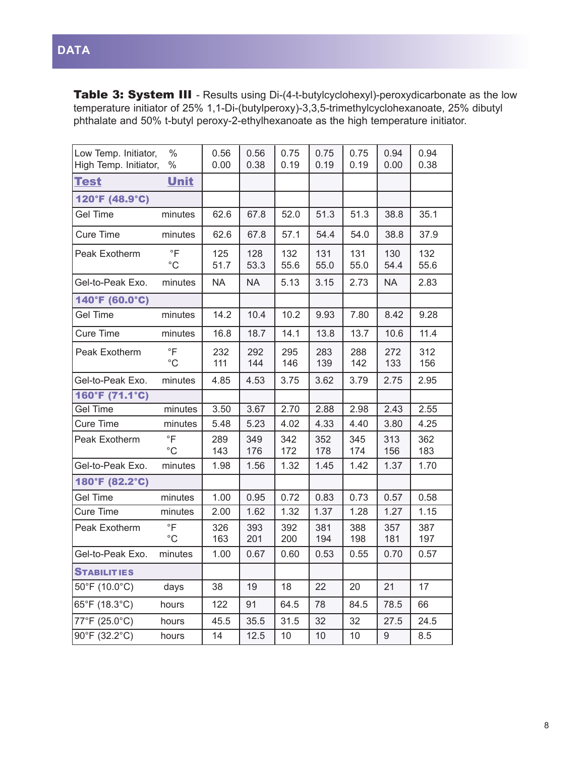## DATA

**Table 3: System III** - Results using Di-(4-t-butylcyclohexyl)-peroxydicarbonate as the low temperature initiator of 25% 1,1-Di-(butylperoxy)-3,3,5-trimethylcyclohexanoate, 25% dibutyl phthalate and 50% t-butyl peroxy-2-ethylhexanoate as the high temperature initiator.

| Low Temp. Initiator, | % | 0.56 | 0.56 | 0.75 | 0.75 | 0.75 | 0.94 | 0.94 |
|---|---|---|---|---|---|---|---|---|
| High Temp. Initiator, | % | 0.00 | 0.38 | 0.19 | 0.19 | 0.19 | 0.00 | 0.38 |
| **Test** | **Unit** | | | | | | | |
| **120°F (48.9°C)** | | | | | | | | |
| Gel Time | minutes | 62.6 | 67.8 | 52.0 | 51.3 | 51.3 | 38.8 | 35.1 |
| Cure Time | minutes | 62.6 | 67.8 | 57.1 | 54.4 | 54.0 | 38.8 | 37.9 |
| Peak Exotherm | °F | 125 | 128 | 132 | 131 | 131 | 130 | 132 |
| | °C | 51.7 | 53.3 | 55.6 | 55.0 | 55.0 | 54.4 | 55.6 |
| Gel-to-Peak Exo. | minutes | NA | NA | 5.13 | 3.15 | 2.73 | NA | 2.83 |
| **140°F (60.0°C)** | | | | | | | | |
| Gel Time | minutes | 14.2 | 10.4 | 10.2 | 9.93 | 7.80 | 8.42 | 9.28 |
| Cure Time | minutes | 16.8 | 18.7 | 14.1 | 13.8 | 13.7 | 10.6 | 11.4 |
| Peak Exotherm | °F | 232 | 292 | 295 | 283 | 288 | 272 | 312 |
| | °C | 111 | 144 | 146 | 139 | 142 | 133 | 156 |
| Gel-to-Peak Exo. | minutes | 4.85 | 4.53 | 3.75 | 3.62 | 3.79 | 2.75 | 2.95 |
| **160°F (71.1°C)** | | | | | | | | |
| Gel Time | minutes | 3.50 | 3.67 | 2.70 | 2.88 | 2.98 | 2.43 | 2.55 |
| Cure Time | minutes | 5.48 | 5.23 | 4.02 | 4.33 | 4.40 | 3.80 | 4.25 |
| Peak Exotherm | °F | 289 | 349 | 342 | 352 | 345 | 313 | 362 |
| | °C | 143 | 176 | 172 | 178 | 174 | 156 | 183 |
| Gel-to-Peak Exo. | minutes | 1.98 | 1.56 | 1.32 | 1.45 | 1.42 | 1.37 | 1.70 |
| **180°F (82.2°C)** | | | | | | | | |
| Gel Time | minutes | 1.00 | 0.95 | 0.72 | 0.83 | 0.73 | 0.57 | 0.58 |
| Cure Time | minutes | 2.00 | 1.62 | 1.32 | 1.37 | 1.28 | 1.27 | 1.15 |
| Peak Exotherm | °F | 326 | 393 | 392 | 381 | 388 | 357 | 387 |
| | °C | 163 | 201 | 200 | 194 | 198 | 181 | 197 |
| Gel-to-Peak Exo. | minutes | 1.00 | 0.67 | 0.60 | 0.53 | 0.55 | 0.70 | 0.57 |
| **STABILITIES** | | | | | | | | |
| 50°F (10.0°C) | days | 38 | 19 | 18 | 22 | 20 | 21 | 17 |
| 65°F (18.3°C) | hours | 122 | 91 | 64.5 | 78 | 84.5 | 78.5 | 66 |
| 77°F (25.0°C) | hours | 45.5 | 35.5 | 31.5 | 32 | 32 | 27.5 | 24.5 |
| 90°F (32.2°C) | hours | 14 | 12.5 | 10 | 10 | 10 | 9 | 8.5 |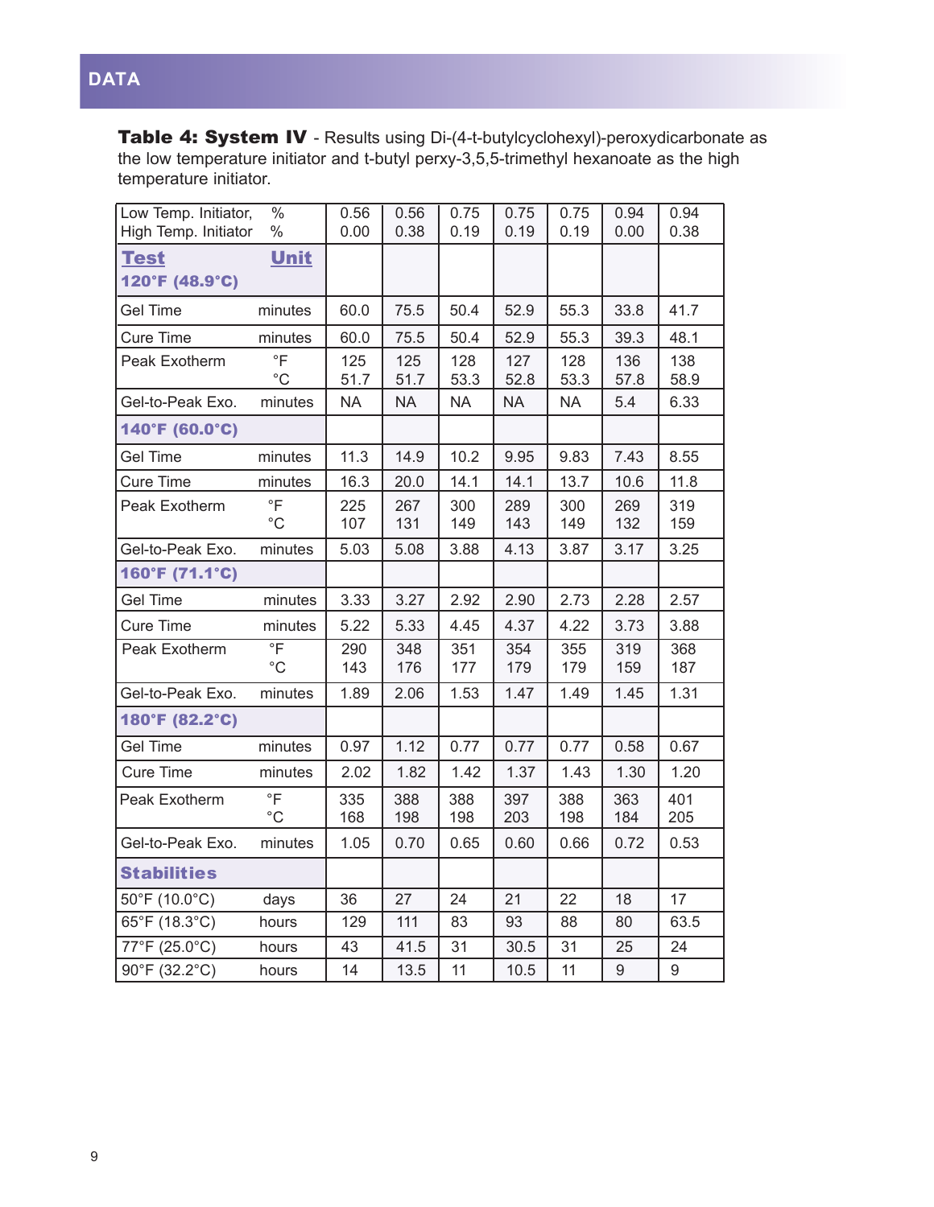## DATA

**Table 4: System IV** - Results using Di-(4-t-butylcyclohexyl)-peroxydicarbonate as the low temperature initiator and t-butyl perxy-3,5,5-trimethyl hexanoate as the high temperature initiator.

| | | | | | | | | |
|---|---|---|---|---|---|---|---|---|
| Low Temp. Initiator,<br>High Temp. Initiator | %<br>% | 0.56<br>0.00 | 0.56<br>0.38 | 0.75<br>0.19 | 0.75<br>0.19 | 0.75<br>0.19 | 0.94<br>0.00 | 0.94<br>0.38 |
| **Test**<br>**120°F (48.9°C)** | **Unit** | | | | | | | |
| Gel Time | minutes | 60.0 | 75.5 | 50.4 | 52.9 | 55.3 | 33.8 | 41.7 |
| Cure Time | minutes | 60.0 | 75.5 | 50.4 | 52.9 | 55.3 | 39.3 | 48.1 |
| Peak Exotherm | °F<br>°C | 125<br>51.7 | 125<br>51.7 | 128<br>53.3 | 127<br>52.8 | 128<br>53.3 | 136<br>57.8 | 138<br>58.9 |
| Gel-to-Peak Exo. | minutes | NA | NA | NA | NA | NA | 5.4 | 6.33 |
| **140°F (60.0°C)** | | | | | | | | |
| Gel Time | minutes | 11.3 | 14.9 | 10.2 | 9.95 | 9.83 | 7.43 | 8.55 |
| Cure Time | minutes | 16.3 | 20.0 | 14.1 | 14.1 | 13.7 | 10.6 | 11.8 |
| Peak Exotherm | °F<br>°C | 225<br>107 | 267<br>131 | 300<br>149 | 289<br>143 | 300<br>149 | 269<br>132 | 319<br>159 |
| Gel-to-Peak Exo. | minutes | 5.03 | 5.08 | 3.88 | 4.13 | 3.87 | 3.17 | 3.25 |
| **160°F (71.1°C)** | | | | | | | | |
| Gel Time | minutes | 3.33 | 3.27 | 2.92 | 2.90 | 2.73 | 2.28 | 2.57 |
| Cure Time | minutes | 5.22 | 5.33 | 4.45 | 4.37 | 4.22 | 3.73 | 3.88 |
| Peak Exotherm | °F<br>°C | 290<br>143 | 348<br>176 | 351<br>177 | 354<br>179 | 355<br>179 | 319<br>159 | 368<br>187 |
| Gel-to-Peak Exo. | minutes | 1.89 | 2.06 | 1.53 | 1.47 | 1.49 | 1.45 | 1.31 |
| **180°F (82.2°C)** | | | | | | | | |
| Gel Time | minutes | 0.97 | 1.12 | 0.77 | 0.77 | 0.77 | 0.58 | 0.67 |
| Cure Time | minutes | 2.02 | 1.82 | 1.42 | 1.37 | 1.43 | 1.30 | 1.20 |
| Peak Exotherm | °F<br>°C | 335<br>168 | 388<br>198 | 388<br>198 | 397<br>203 | 388<br>198 | 363<br>184 | 401<br>205 |
| Gel-to-Peak Exo. | minutes | 1.05 | 0.70 | 0.65 | 0.60 | 0.66 | 0.72 | 0.53 |
| **Stabilities** | | | | | | | | |
| 50°F (10.0°C) | days | 36 | 27 | 24 | 21 | 22 | 18 | 17 |
| 65°F (18.3°C) | hours | 129 | 111 | 83 | 93 | 88 | 80 | 63.5 |
| 77°F (25.0°C) | hours | 43 | 41.5 | 31 | 30.5 | 31 | 25 | 24 |
| 90°F (32.2°C) | hours | 14 | 13.5 | 11 | 10.5 | 11 | 9 | 9 |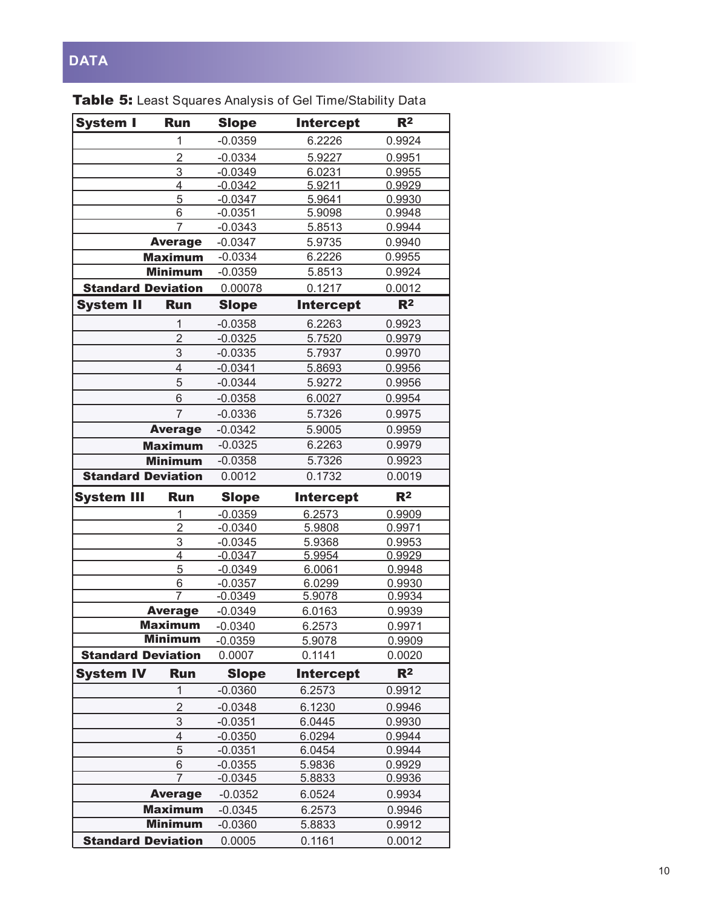## DATA

**Table 5:** Least Squares Analysis of Gel Time/Stability Data

| System I | Run | Slope | Intercept | $R^2$ |
|---|---|---|---|---|
| | 1 | -0.0359 | 6.2226 | 0.9924 |
| | 2 | -0.0334 | 5.9227 | 0.9951 |
| | 3 | -0.0349 | 6.0231 | 0.9955 |
| | 4 | -0.0342 | 5.9211 | 0.9929 |
| | 5 | -0.0347 | 5.9641 | 0.9930 |
| | 6 | -0.0351 | 5.9098 | 0.9948 |
| | 7 | -0.0343 | 5.8513 | 0.9944 |
| | **Average** | -0.0347 | 5.9735 | 0.9940 |
| | **Maximum** | -0.0334 | 6.2226 | 0.9955 |
| | **Minimum** | -0.0359 | 5.8513 | 0.9924 |
| **Standard Deviation** | | 0.00078 | 0.1217 | 0.0012 |
| **System II** | **Run** | **Slope** | **Intercept** | **$R^2$** |
| | 1 | -0.0358 | 6.2263 | 0.9923 |
| | 2 | -0.0325 | 5.7520 | 0.9979 |
| | 3 | -0.0335 | 5.7937 | 0.9970 |
| | 4 | -0.0341 | 5.8693 | 0.9956 |
| | 5 | -0.0344 | 5.9272 | 0.9956 |
| | 6 | -0.0358 | 6.0027 | 0.9954 |
| | 7 | -0.0336 | 5.7326 | 0.9975 |
| | **Average** | -0.0342 | 5.9005 | 0.9959 |
| | **Maximum** | -0.0325 | 6.2263 | 0.9979 |
| | **Minimum** | -0.0358 | 5.7326 | 0.9923 |
| **Standard Deviation** | | 0.0012 | 0.1732 | 0.0019 |
| **System III** | **Run** | **Slope** | **Intercept** | **$R^2$** |
| | 1 | -0.0359 | 6.2573 | 0.9909 |
| | 2 | -0.0340 | 5.9808 | 0.9971 |
| | 3 | -0.0345 | 5.9368 | 0.9953 |
| | 4 | -0.0347 | 5.9954 | 0.9929 |
| | 5 | -0.0349 | 6.0061 | 0.9948 |
| | 6 | -0.0357 | 6.0299 | 0.9930 |
| | 7 | -0.0349 | 5.9078 | 0.9934 |
| | **Average** | -0.0349 | 6.0163 | 0.9939 |
| | **Maximum** | -0.0340 | 6.2573 | 0.9971 |
| | **Minimum** | -0.0359 | 5.9078 | 0.9909 |
| **Standard Deviation** | | 0.0007 | 0.1141 | 0.0020 |
| **System IV** | **Run** | **Slope** | **Intercept** | **$R^2$** |
| | 1 | -0.0360 | 6.2573 | 0.9912 |
| | 2 | -0.0348 | 6.1230 | 0.9946 |
| | 3 | -0.0351 | 6.0445 | 0.9930 |
| | 4 | -0.0350 | 6.0294 | 0.9944 |
| | 5 | -0.0351 | 6.0454 | 0.9944 |
| | 6 | -0.0355 | 5.9836 | 0.9929 |
| | 7 | -0.0345 | 5.8833 | 0.9936 |
| | **Average** | -0.0352 | 6.0524 | 0.9934 |
| | **Maximum** | -0.0345 | 6.2573 | 0.9946 |
| | **Minimum** | -0.0360 | 5.8833 | 0.9912 |
| **Standard Deviation** | | 0.0005 | 0.1161 | 0.0012 |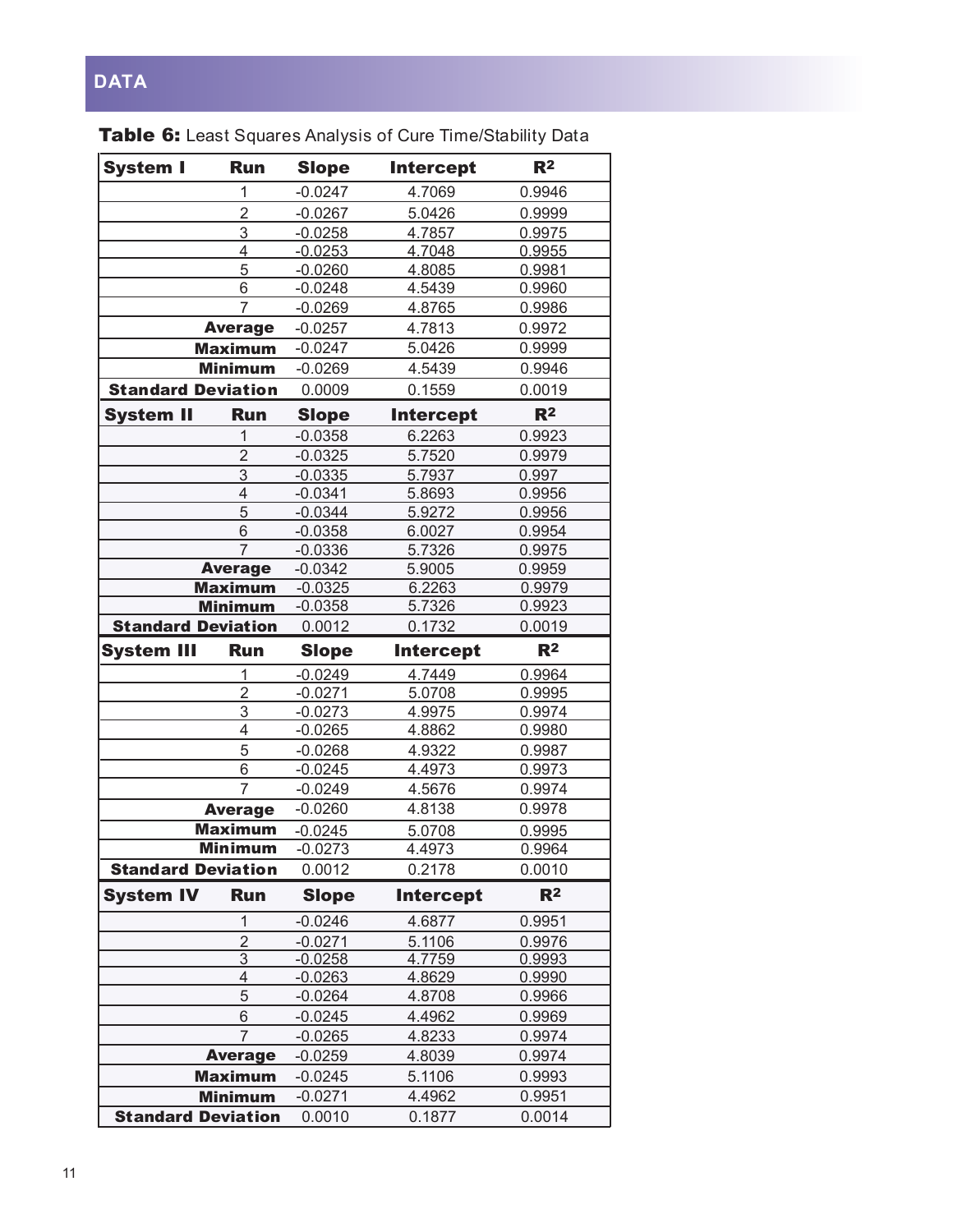## DATA

**Table 6:** Least Squares Analysis of Cure Time/Stability Data

| System I | Run | Slope | Intercept | $R^2$ |
|---|---|---|---|---|
| | 1 | -0.0247 | 4.7069 | 0.9946 |
| | 2 | -0.0267 | 5.0426 | 0.9999 |
| | 3 | -0.0258 | 4.7857 | 0.9975 |
| | 4 | -0.0253 | 4.7048 | 0.9955 |
| | 5 | -0.0260 | 4.8085 | 0.9981 |
| | 6 | -0.0248 | 4.5439 | 0.9960 |
| | 7 | -0.0269 | 4.8765 | 0.9986 |
| | **Average** | -0.0257 | 4.7813 | 0.9972 |
| | **Maximum** | -0.0247 | 5.0426 | 0.9999 |
| | **Minimum** | -0.0269 | 4.5439 | 0.9946 |
| **Standard Deviation** | | 0.0009 | 0.1559 | 0.0019 |
| **System II** | **Run** | **Slope** | **Intercept** | $R^2$ |
| | 1 | -0.0358 | 6.2263 | 0.9923 |
| | 2 | -0.0325 | 5.7520 | 0.9979 |
| | 3 | -0.0335 | 5.7937 | 0.997 |
| | 4 | -0.0341 | 5.8693 | 0.9956 |
| | 5 | -0.0344 | 5.9272 | 0.9956 |
| | 6 | -0.0358 | 6.0027 | 0.9954 |
| | 7 | -0.0336 | 5.7326 | 0.9975 |
| | **Average** | -0.0342 | 5.9005 | 0.9959 |
| | **Maximum** | -0.0325 | 6.2263 | 0.9979 |
| | **Minimum** | -0.0358 | 5.7326 | 0.9923 |
| **Standard Deviation** | | 0.0012 | 0.1732 | 0.0019 |
| **System III** | **Run** | **Slope** | **Intercept** | $R^2$ |
| | 1 | -0.0249 | 4.7449 | 0.9964 |
| | 2 | -0.0271 | 5.0708 | 0.9995 |
| | 3 | -0.0273 | 4.9975 | 0.9974 |
| | 4 | -0.0265 | 4.8862 | 0.9980 |
| | 5 | -0.0268 | 4.9322 | 0.9987 |
| | 6 | -0.0245 | 4.4973 | 0.9973 |
| | 7 | -0.0249 | 4.5676 | 0.9974 |
| | **Average** | -0.0260 | 4.8138 | 0.9978 |
| | **Maximum** | -0.0245 | 5.0708 | 0.9995 |
| | **Minimum** | -0.0273 | 4.4973 | 0.9964 |
| **Standard Deviation** | | 0.0012 | 0.2178 | 0.0010 |
| **System IV** | **Run** | **Slope** | **Intercept** | $R^2$ |
| | 1 | -0.0246 | 4.6877 | 0.9951 |
| | 2 | -0.0271 | 5.1106 | 0.9976 |
| | 3 | -0.0258 | 4.7759 | 0.9993 |
| | 4 | -0.0263 | 4.8629 | 0.9990 |
| | 5 | -0.0264 | 4.8708 | 0.9966 |
| | 6 | -0.0245 | 4.4962 | 0.9969 |
| | 7 | -0.0265 | 4.8233 | 0.9974 |
| | **Average** | -0.0259 | 4.8039 | 0.9974 |
| | **Maximum** | -0.0245 | 5.1106 | 0.9993 |
| | **Minimum** | -0.0271 | 4.4962 | 0.9951 |
| **Standard Deviation** | | 0.0010 | 0.1877 | 0.0014 |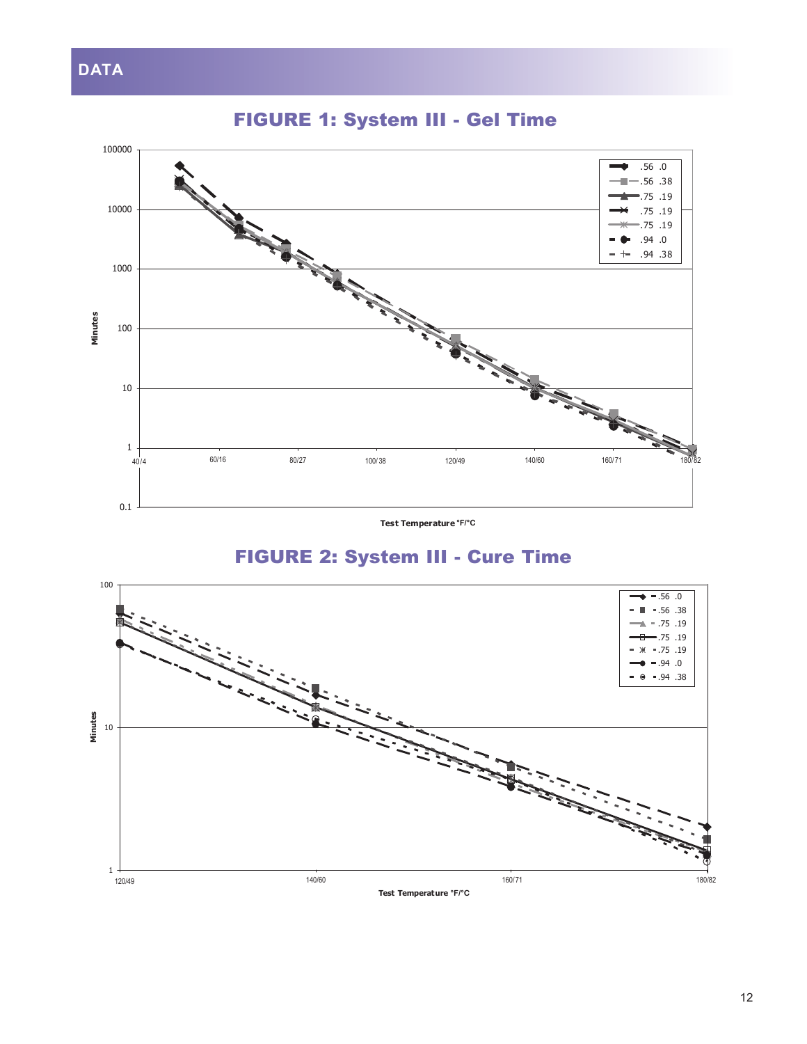## DATA

### FIGURE 1: System III - Gel Time

100000

10000

1000

100

10

1

0.1

Minutes

40/4

60/16

80/27

100/38

120/49

140/60

160/71

180/82

Test Temperature °F/°C

.56 .0

.56 .38

.75 .19

.75 .19

.75 .19

.94 .0

.94 .38

### FIGURE 2: System III - Cure Time

100

10

1

Minutes

120/49

140/60

160/71

180/82

Test Temperature °F/°C

.56 .0

.56 .38

.75 .19

.75 .19

.75 .19

.94 .0

.94 .38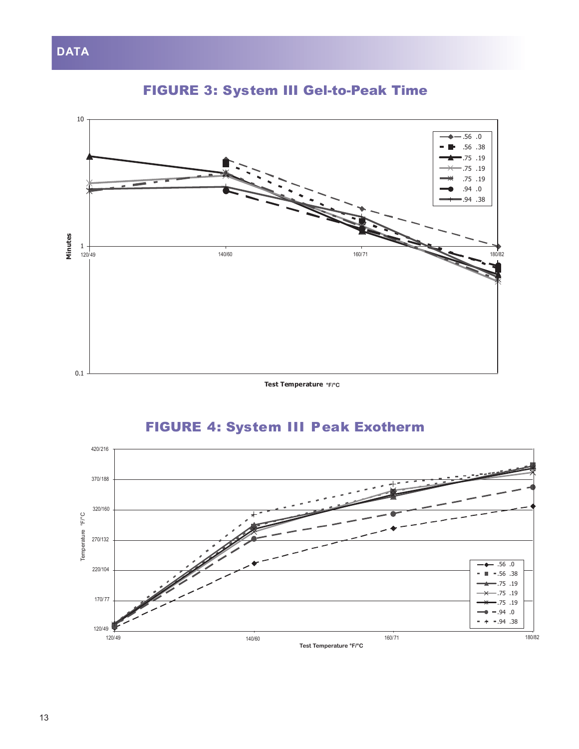## DATA

### FIGURE 3: System III Gel-to-Peak Time

10

1

0.1

Minutes

120/49

140/60

160/71

180/82

Test Temperature °F/°C

.56 .0
.56 .38
.75 .19
.75 .19
.75 .19
.94 .0
.94 .38

### FIGURE 4: System III Peak Exotherm

420/216

370/188

320/160

270/132

220/104

170/77

120/49

Temperature °F/°C

120/49

140/60

160/71

180/82

Test Temperature °F/°C

.56 .0
.56 .38
.75 .19
.75 .19
.75 .19
.94 .0
.94 .38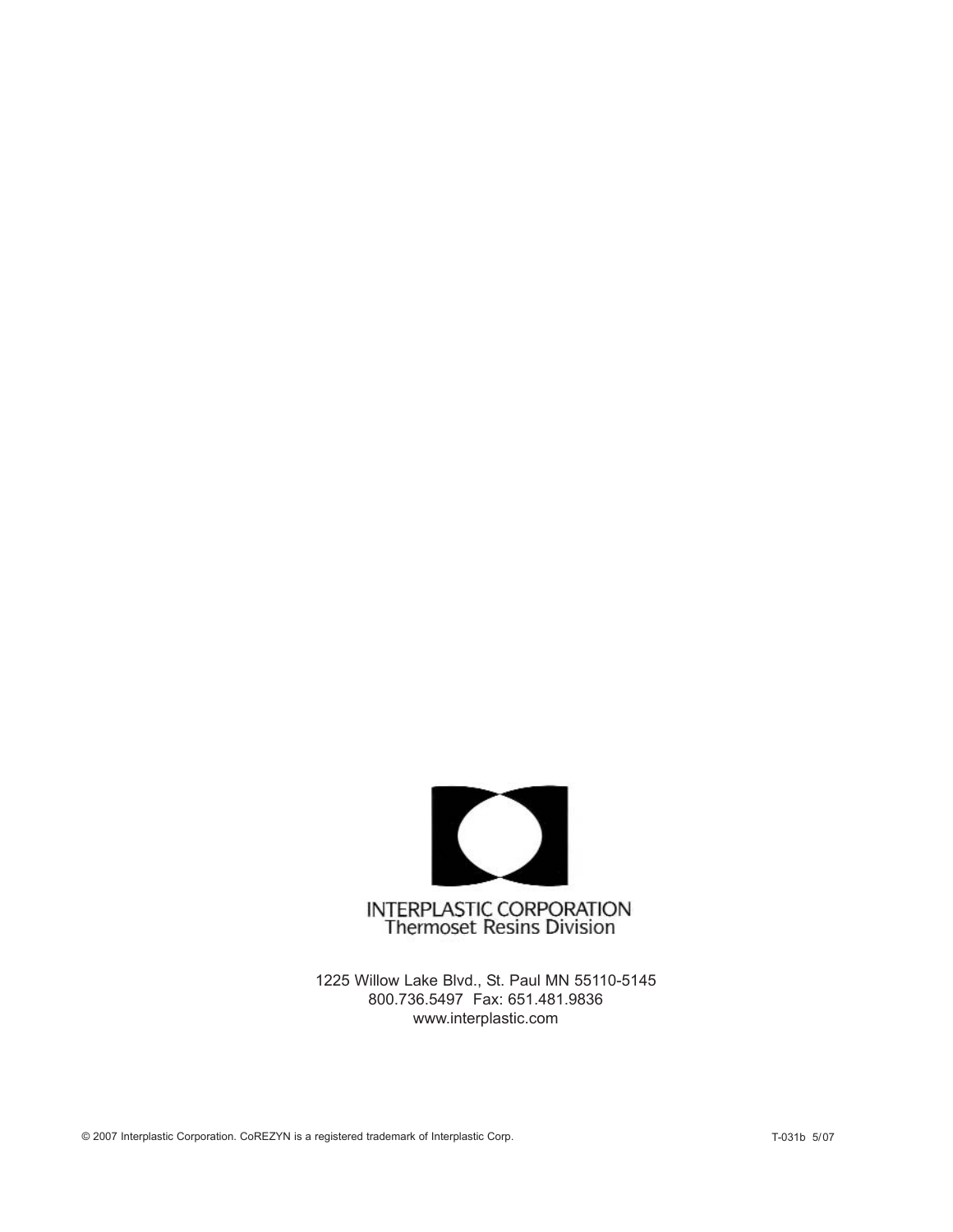INTERPLASTIC CORPORATION
Thermoset Resins Division

1225 Willow Lake Blvd., St. Paul MN 55110-5145
800.736.5497 Fax: 651.481.9836
www.interplastic.com

© 2007 Interplastic Corporation. CoREZYN is a registered trademark of Interplastic Corp.

T-031b 5/07